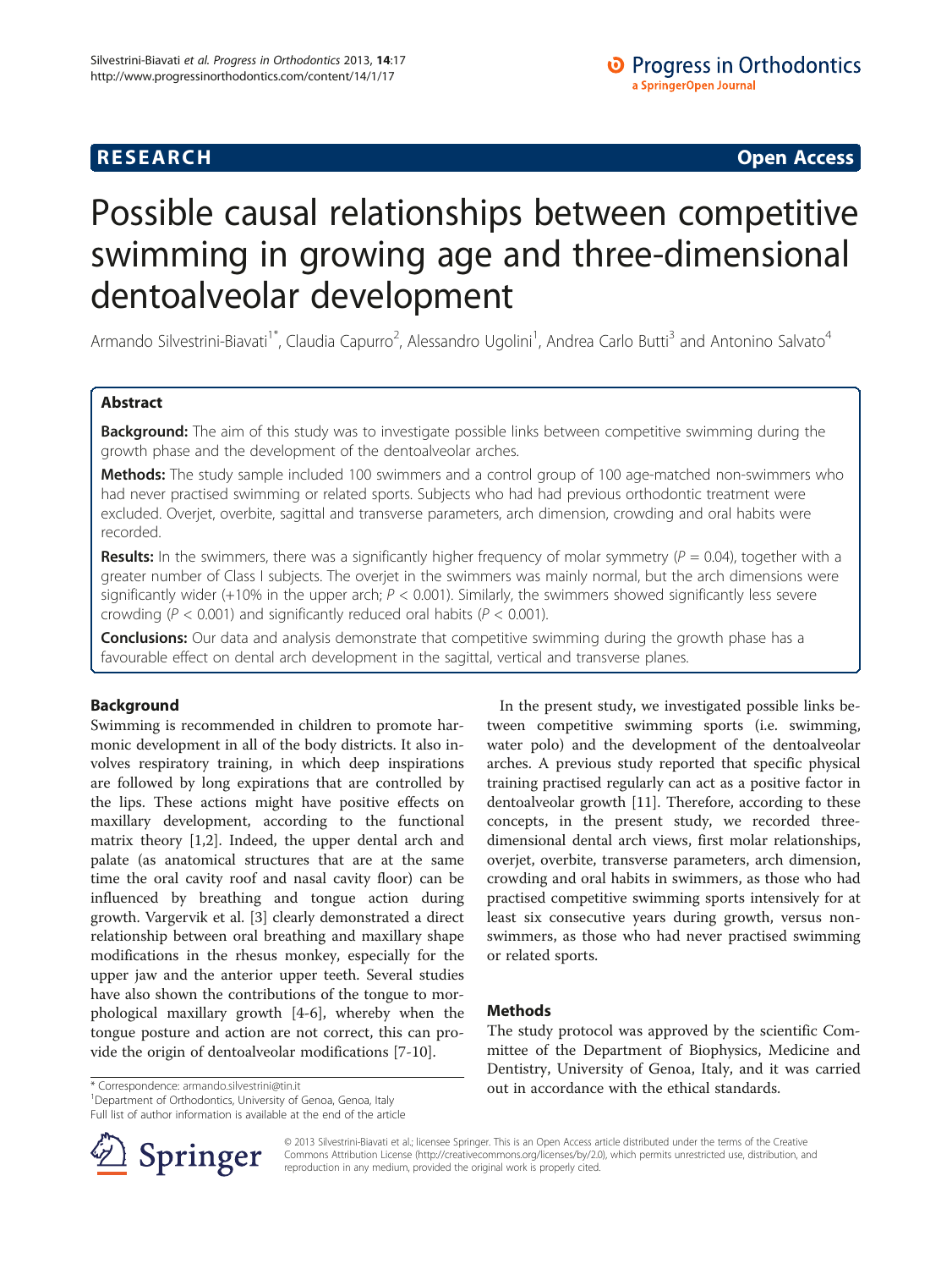**RESEARCH** **Open Access**

# Possible causal relationships between competitive swimming in growing age and three-dimensional dentoalveolar development

Armando Silvestrini-Biavati[1*], Claudia Capurro[2], Alessandro Ugolini[1], Andrea Carlo Butti[3] and Antonino Salvato[4]

## Abstract

**Background:** The aim of this study was to investigate possible links between competitive swimming during the growth phase and the development of the dentoalveolar arches.

**Methods:** The study sample included 100 swimmers and a control group of 100 age-matched non-swimmers who had never practised swimming or related sports. Subjects who had had previous orthodontic treatment were excluded. Overjet, overbite, sagittal and transverse parameters, arch dimension, crowding and oral habits were recorded.

**Results:** In the swimmers, there was a significantly higher frequency of molar symmetry ($P = 0.04$), together with a greater number of Class I subjects. The overjet in the swimmers was mainly normal, but the arch dimensions were significantly wider (+10% in the upper arch; $P < 0.001$). Similarly, the swimmers showed significantly less severe crowding ($P < 0.001$) and significantly reduced oral habits ($P < 0.001$).

**Conclusions:** Our data and analysis demonstrate that competitive swimming during the growth phase has a favourable effect on dental arch development in the sagittal, vertical and transverse planes.

## Background

Swimming is recommended in children to promote harmonic development in all of the body districts. It also involves respiratory training, in which deep inspirations are followed by long expirations that are controlled by the lips. These actions might have positive effects on maxillary development, according to the functional matrix theory [1,2]. Indeed, the upper dental arch and palate (as anatomical structures that are at the same time the oral cavity roof and nasal cavity floor) can be influenced by breathing and tongue action during growth. Vargervik et al. [3] clearly demonstrated a direct relationship between oral breathing and maxillary shape modifications in the rhesus monkey, especially for the upper jaw and the anterior upper teeth. Several studies have also shown the contributions of the tongue to morphological maxillary growth [4-6], whereby when the tongue posture and action are not correct, this can provide the origin of dentoalveolar modifications [7-10].

In the present study, we investigated possible links between competitive swimming sports (i.e. swimming, water polo) and the development of the dentoalveolar arches. A previous study reported that specific physical training practised regularly can act as a positive factor in dentoalveolar growth [11]. Therefore, according to these concepts, in the present study, we recorded three-dimensional dental arch views, first molar relationships, overjet, overbite, transverse parameters, arch dimension, crowding and oral habits in swimmers, as those who had practised competitive swimming sports intensively for at least six consecutive years during growth, versus non-swimmers, as those who had never practised swimming or related sports.

## Methods

The study protocol was approved by the scientific Committee of the Department of Biophysics, Medicine and Dentistry, University of Genoa, Italy, and it was carried out in accordance with the ethical standards.

\* Correspondence: armando.silvestrini@tin.it
[1]Department of Orthodontics, University of Genoa, Genoa, Italy
Full list of author information is available at the end of the article

© 2013 Silvestrini-Biavati et al.; licensee Springer. This is an Open Access article distributed under the terms of the Creative Commons Attribution License (http://creativecommons.org/licenses/by/2.0), which permits unrestricted use, distribution, and reproduction in any medium, provided the original work is properly cited.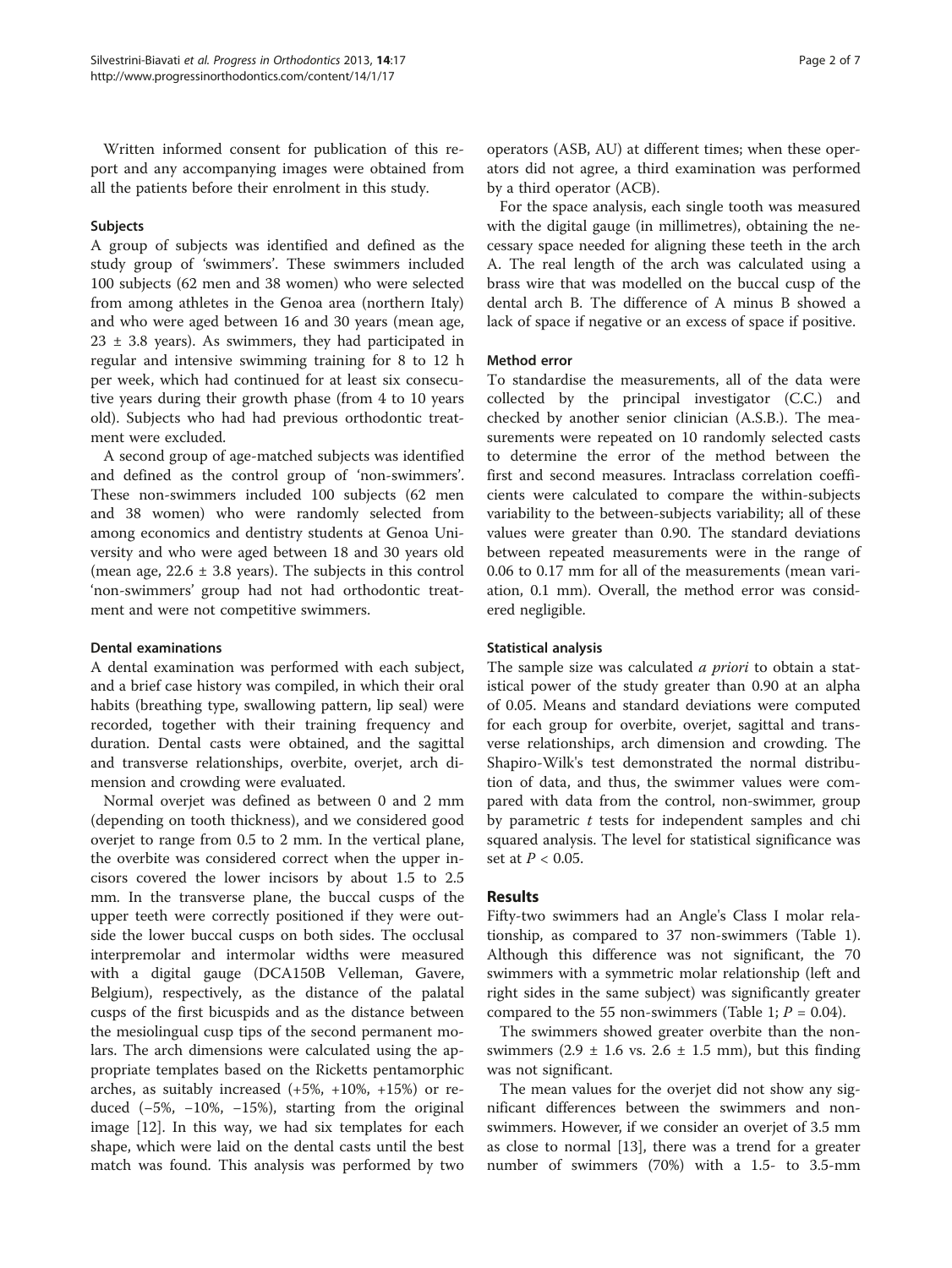Written informed consent for publication of this report and any accompanying images were obtained from all the patients before their enrolment in this study.

### Subjects

A group of subjects was identified and defined as the study group of 'swimmers'. These swimmers included 100 subjects (62 men and 38 women) who were selected from among athletes in the Genoa area (northern Italy) and who were aged between 16 and 30 years (mean age, 23 ± 3.8 years). As swimmers, they had participated in regular and intensive swimming training for 8 to 12 h per week, which had continued for at least six consecutive years during their growth phase (from 4 to 10 years old). Subjects who had had previous orthodontic treatment were excluded.

A second group of age-matched subjects was identified and defined as the control group of 'non-swimmers'. These non-swimmers included 100 subjects (62 men and 38 women) who were randomly selected from among economics and dentistry students at Genoa University and who were aged between 18 and 30 years old (mean age, 22.6 ± 3.8 years). The subjects in this control 'non-swimmers' group had not had orthodontic treatment and were not competitive swimmers.

### Dental examinations

A dental examination was performed with each subject, and a brief case history was compiled, in which their oral habits (breathing type, swallowing pattern, lip seal) were recorded, together with their training frequency and duration. Dental casts were obtained, and the sagittal and transverse relationships, overbite, overjet, arch dimension and crowding were evaluated.

Normal overjet was defined as between 0 and 2 mm (depending on tooth thickness), and we considered good overjet to range from 0.5 to 2 mm. In the vertical plane, the overbite was considered correct when the upper incisors covered the lower incisors by about 1.5 to 2.5 mm. In the transverse plane, the buccal cusps of the upper teeth were correctly positioned if they were outside the lower buccal cusps on both sides. The occlusal interpremolar and intermolar widths were measured with a digital gauge (DCA150B Velleman, Gavere, Belgium), respectively, as the distance of the palatal cusps of the first bicuspids and as the distance between the mesiolingual cusp tips of the second permanent molars. The arch dimensions were calculated using the appropriate templates based on the Ricketts pentamorphic arches, as suitably increased (+5%, +10%, +15%) or reduced (−5%, −10%, −15%), starting from the original image [12]. In this way, we had six templates for each shape, which were laid on the dental casts until the best match was found. This analysis was performed by two operators (ASB, AU) at different times; when these operators did not agree, a third examination was performed by a third operator (ACB).

For the space analysis, each single tooth was measured with the digital gauge (in millimetres), obtaining the necessary space needed for aligning these teeth in the arch A. The real length of the arch was calculated using a brass wire that was modelled on the buccal cusp of the dental arch B. The difference of A minus B showed a lack of space if negative or an excess of space if positive.

### Method error

To standardise the measurements, all of the data were collected by the principal investigator (C.C.) and checked by another senior clinician (A.S.B.). The measurements were repeated on 10 randomly selected casts to determine the error of the method between the first and second measures. Intraclass correlation coefficients were calculated to compare the within-subjects variability to the between-subjects variability; all of these values were greater than 0.90. The standard deviations between repeated measurements were in the range of 0.06 to 0.17 mm for all of the measurements (mean variation, 0.1 mm). Overall, the method error was considered negligible.

### Statistical analysis

The sample size was calculated *a priori* to obtain a statistical power of the study greater than 0.90 at an alpha of 0.05. Means and standard deviations were computed for each group for overbite, overjet, sagittal and transverse relationships, arch dimension and crowding. The Shapiro-Wilk's test demonstrated the normal distribution of data, and thus, the swimmer values were compared with data from the control, non-swimmer, group by parametric $t$ tests for independent samples and chi squared analysis. The level for statistical significance was set at $P < 0.05$.

## Results

Fifty-two swimmers had an Angle's Class I molar relationship, as compared to 37 non-swimmers (Table 1). Although this difference was not significant, the 70 swimmers with a symmetric molar relationship (left and right sides in the same subject) was significantly greater compared to the 55 non-swimmers (Table 1; $P = 0.04$).

The swimmers showed greater overbite than the non-swimmers (2.9 ± 1.6 vs. 2.6 ± 1.5 mm), but this finding was not significant.

The mean values for the overjet did not show any significant differences between the swimmers and non-swimmers. However, if we consider an overjet of 3.5 mm as close to normal [13], there was a trend for a greater number of swimmers (70%) with a 1.5- to 3.5-mm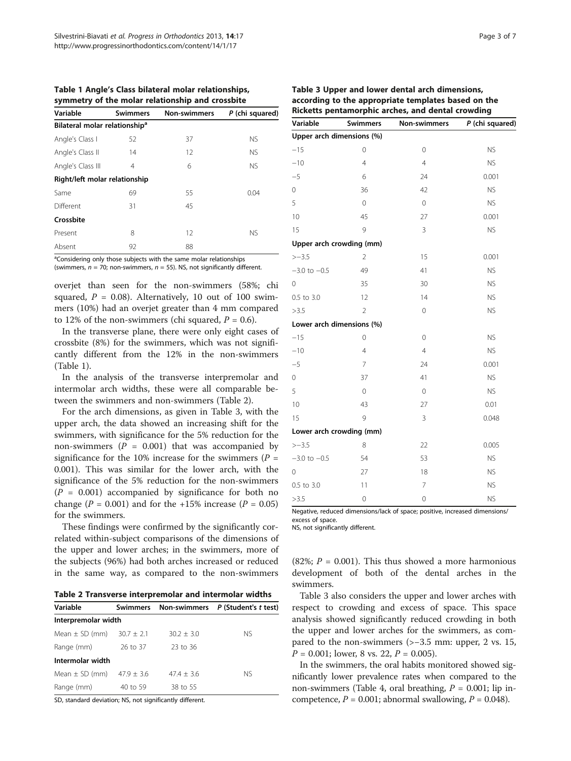**Table 1 Angle's Class bilateral molar relationships, symmetry of the molar relationship and crossbite**

| Variable | Swimmers | Non-swimmers | P (chi squared) |
|---|---|---|---|
| **Bilateral molar relationship**[a] | | | |
| Angle's Class I | 52 | 37 | NS |
| Angle's Class II | 14 | 12 | NS |
| Angle's Class III | 4 | 6 | NS |
| **Right/left molar relationship** | | | |
| Same | 69 | 55 | 0.04 |
| Different | 31 | 45 | |
| **Crossbite** | | | |
| Present | 8 | 12 | NS |
| Absent | 92 | 88 | |

[a]Considering only those subjects with the same molar relationships (swimmers, $n = 70$; non-swimmers, $n = 55$). NS, not significantly different.

overjet than seen for the non-swimmers (58%; chi squared, $P = 0.08$). Alternatively, 10 out of 100 swimmers (10%) had an overjet greater than 4 mm compared to 12% of the non-swimmers (chi squared, $P = 0.6$).

In the transverse plane, there were only eight cases of crossbite (8%) for the swimmers, which was not significantly different from the 12% in the non-swimmers (Table 1).

In the analysis of the transverse interpremolar and intermolar arch widths, these were all comparable between the swimmers and non-swimmers (Table 2).

For the arch dimensions, as given in Table 3, with the upper arch, the data showed an increasing shift for the swimmers, with significance for the 5% reduction for the non-swimmers ($P = 0.001$) that was accompanied by significance for the 10% increase for the swimmers ($P = 0.001$). This was similar for the lower arch, with the significance of the 5% reduction for the non-swimmers ($P = 0.001$) accompanied by significance for both no change ($P = 0.001$) and for the +15% increase ($P = 0.05$) for the swimmers.

These findings were confirmed by the significantly correlated within-subject comparisons of the dimensions of the upper and lower arches; in the swimmers, more of the subjects (96%) had both arches increased or reduced in the same way, as compared to the non-swimmers

**Table 2 Transverse interpremolar and intermolar widths**

| Variable | Swimmers | Non-swimmers | P (Student's t test) |
|---|---|---|---|
| **Interpremolar width** | | | |
| Mean ± SD (mm) | 30.7 ± 2.1 | 30.2 ± 3.0 | NS |
| Range (mm) | 26 to 37 | 23 to 36 | |
| **Intermolar width** | | | |
| Mean ± SD (mm) | 47.9 ± 3.6 | 47.4 ± 3.6 | NS |
| Range (mm) | 40 to 59 | 38 to 55 | |

SD, standard deviation; NS, not significantly different.

**Table 3 Upper and lower dental arch dimensions, according to the appropriate templates based on the Ricketts pentamorphic arches, and dental crowding**

| Variable | Swimmers | Non-swimmers | P (chi squared) |
|---|---|---|---|
| **Upper arch dimensions (%)** | | | |
| −15 | 0 | 0 | NS |
| −10 | 4 | 4 | NS |
| −5 | 6 | 24 | 0.001 |
| 0 | 36 | 42 | NS |
| 5 | 0 | 0 | NS |
| 10 | 45 | 27 | 0.001 |
| 15 | 9 | 3 | NS |
| **Upper arch crowding (mm)** | | | |
| >−3.5 | 2 | 15 | 0.001 |
| −3.0 to −0.5 | 49 | 41 | NS |
| 0 | 35 | 30 | NS |
| 0.5 to 3.0 | 12 | 14 | NS |
| >3.5 | 2 | 0 | NS |
| **Lower arch dimensions (%)** | | | |
| −15 | 0 | 0 | NS |
| −10 | 4 | 4 | NS |
| −5 | 7 | 24 | 0.001 |
| 0 | 37 | 41 | NS |
| 5 | 0 | 0 | NS |
| 10 | 43 | 27 | 0.01 |
| 15 | 9 | 3 | 0.048 |
| **Lower arch crowding (mm)** | | | |
| >−3.5 | 8 | 22 | 0.005 |
| −3.0 to −0.5 | 54 | 53 | NS |
| 0 | 27 | 18 | NS |
| 0.5 to 3.0 | 11 | 7 | NS |
| >3.5 | 0 | 0 | NS |

Negative, reduced dimensions/lack of space; positive, increased dimensions/excess of space.
NS, not significantly different.

(82%; $P = 0.001$). This thus showed a more harmonious development of both of the dental arches in the swimmers.

Table 3 also considers the upper and lower arches with respect to crowding and excess of space. This space analysis showed significantly reduced crowding in both the upper and lower arches for the swimmers, as compared to the non-swimmers (>−3.5 mm: upper, 2 vs. 15, $P = 0.001$; lower, 8 vs. 22, $P = 0.005$).

In the swimmers, the oral habits monitored showed significantly lower prevalence rates when compared to the non-swimmers (Table 4, oral breathing, $P = 0.001$; lip incompetence, $P = 0.001$; abnormal swallowing, $P = 0.048$).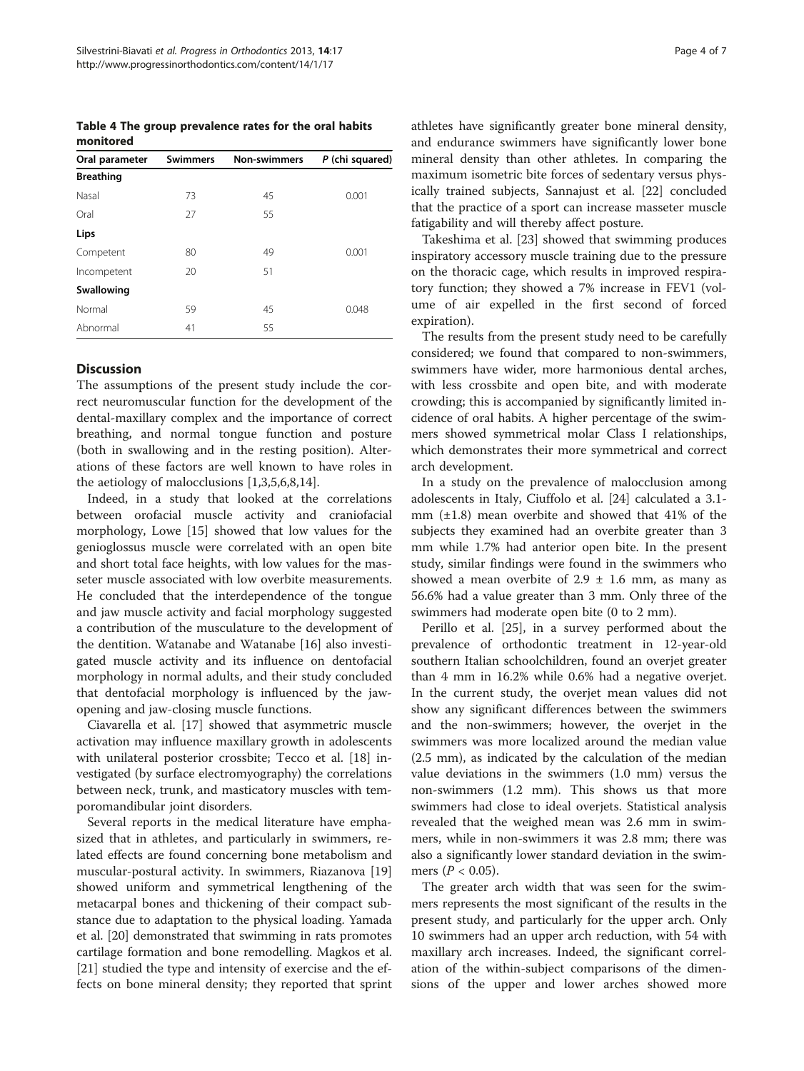**Table 4 The group prevalence rates for the oral habits monitored**

| Oral parameter | Swimmers | Non-swimmers | *P* (chi squared) |
|---|---|---|---|
| **Breathing** | | | |
| Nasal | 73 | 45 | 0.001 |
| Oral | 27 | 55 | |
| **Lips** | | | |
| Competent | 80 | 49 | 0.001 |
| Incompetent | 20 | 51 | |
| **Swallowing** | | | |
| Normal | 59 | 45 | 0.048 |
| Abnormal | 41 | 55 | |

## Discussion

The assumptions of the present study include the correct neuromuscular function for the development of the dental-maxillary complex and the importance of correct breathing, and normal tongue function and posture (both in swallowing and in the resting position). Alterations of these factors are well known to have roles in the aetiology of malocclusions [1,3,5,6,8,14].

Indeed, in a study that looked at the correlations between orofacial muscle activity and craniofacial morphology, Lowe [15] showed that low values for the genioglossus muscle were correlated with an open bite and short total face heights, with low values for the masseter muscle associated with low overbite measurements. He concluded that the interdependence of the tongue and jaw muscle activity and facial morphology suggested a contribution of the musculature to the development of the dentition. Watanabe and Watanabe [16] also investigated muscle activity and its influence on dentofacial morphology in normal adults, and their study concluded that dentofacial morphology is influenced by the jaw-opening and jaw-closing muscle functions.

Ciavarella et al. [17] showed that asymmetric muscle activation may influence maxillary growth in adolescents with unilateral posterior crossbite; Tecco et al. [18] investigated (by surface electromyography) the correlations between neck, trunk, and masticatory muscles with temporomandibular joint disorders.

Several reports in the medical literature have emphasized that in athletes, and particularly in swimmers, related effects are found concerning bone metabolism and muscular-postural activity. In swimmers, Riazanova [19] showed uniform and symmetrical lengthening of the metacarpal bones and thickening of their compact substance due to adaptation to the physical loading. Yamada et al. [20] demonstrated that swimming in rats promotes cartilage formation and bone remodelling. Magkos et al. [21] studied the type and intensity of exercise and the effects on bone mineral density; they reported that sprint athletes have significantly greater bone mineral density, and endurance swimmers have significantly lower bone mineral density than other athletes. In comparing the maximum isometric bite forces of sedentary versus physically trained subjects, Sannajust et al. [22] concluded that the practice of a sport can increase masseter muscle fatigability and will thereby affect posture.

Takeshima et al. [23] showed that swimming produces inspiratory accessory muscle training due to the pressure on the thoracic cage, which results in improved respiratory function; they showed a 7% increase in FEV1 (volume of air expelled in the first second of forced expiration).

The results from the present study need to be carefully considered; we found that compared to non-swimmers, swimmers have wider, more harmonious dental arches, with less crossbite and open bite, and with moderate crowding; this is accompanied by significantly limited incidence of oral habits. A higher percentage of the swimmers showed symmetrical molar Class I relationships, which demonstrates their more symmetrical and correct arch development.

In a study on the prevalence of malocclusion among adolescents in Italy, Ciuffolo et al. [24] calculated a 3.1-mm (±1.8) mean overbite and showed that 41% of the subjects they examined had an overbite greater than 3 mm while 1.7% had anterior open bite. In the present study, similar findings were found in the swimmers who showed a mean overbite of 2.9 ± 1.6 mm, as many as 56.6% had a value greater than 3 mm. Only three of the swimmers had moderate open bite (0 to 2 mm).

Perillo et al. [25], in a survey performed about the prevalence of orthodontic treatment in 12-year-old southern Italian schoolchildren, found an overjet greater than 4 mm in 16.2% while 0.6% had a negative overjet. In the current study, the overjet mean values did not show any significant differences between the swimmers and the non-swimmers; however, the overjet in the swimmers was more localized around the median value (2.5 mm), as indicated by the calculation of the median value deviations in the swimmers (1.0 mm) versus the non-swimmers (1.2 mm). This shows us that more swimmers had close to ideal overjets. Statistical analysis revealed that the weighed mean was 2.6 mm in swimmers, while in non-swimmers it was 2.8 mm; there was also a significantly lower standard deviation in the swimmers ($P < 0.05$).

The greater arch width that was seen for the swimmers represents the most significant of the results in the present study, and particularly for the upper arch. Only 10 swimmers had an upper arch reduction, with 54 with maxillary arch increases. Indeed, the significant correlation of the within-subject comparisons of the dimensions of the upper and lower arches showed more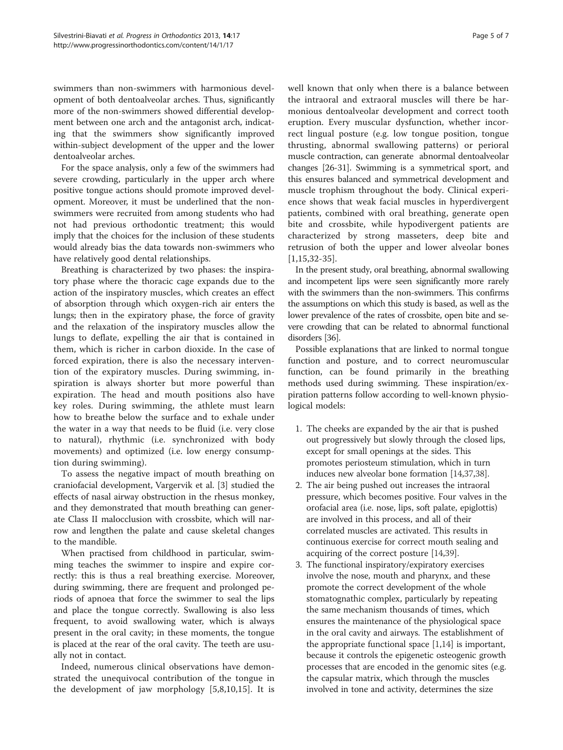swimmers than non-swimmers with harmonious development of both dentoalveolar arches. Thus, significantly more of the non-swimmers showed differential development between one arch and the antagonist arch, indicating that the swimmers show significantly improved within-subject development of the upper and the lower dentoalveolar arches.

For the space analysis, only a few of the swimmers had severe crowding, particularly in the upper arch where positive tongue actions should promote improved development. Moreover, it must be underlined that the non-swimmers were recruited from among students who had not had previous orthodontic treatment; this would imply that the choices for the inclusion of these students would already bias the data towards non-swimmers who have relatively good dental relationships.

Breathing is characterized by two phases: the inspiratory phase where the thoracic cage expands due to the action of the inspiratory muscles, which creates an effect of absorption through which oxygen-rich air enters the lungs; then in the expiratory phase, the force of gravity and the relaxation of the inspiratory muscles allow the lungs to deflate, expelling the air that is contained in them, which is richer in carbon dioxide. In the case of forced expiration, there is also the necessary intervention of the expiratory muscles. During swimming, inspiration is always shorter but more powerful than expiration. The head and mouth positions also have key roles. During swimming, the athlete must learn how to breathe below the surface and to exhale under the water in a way that needs to be fluid (i.e. very close to natural), rhythmic (i.e. synchronized with body movements) and optimized (i.e. low energy consumption during swimming).

To assess the negative impact of mouth breathing on craniofacial development, Vargervik et al. [3] studied the effects of nasal airway obstruction in the rhesus monkey, and they demonstrated that mouth breathing can generate Class II malocclusion with crossbite, which will narrow and lengthen the palate and cause skeletal changes to the mandible.

When practised from childhood in particular, swimming teaches the swimmer to inspire and expire correctly: this is thus a real breathing exercise. Moreover, during swimming, there are frequent and prolonged periods of apnoea that force the swimmer to seal the lips and place the tongue correctly. Swallowing is also less frequent, to avoid swallowing water, which is always present in the oral cavity; in these moments, the tongue is placed at the rear of the oral cavity. The teeth are usually not in contact.

Indeed, numerous clinical observations have demonstrated the unequivocal contribution of the tongue in the development of jaw morphology [5,8,10,15]. It is well known that only when there is a balance between the intraoral and extraoral muscles will there be harmonious dentoalveolar development and correct tooth eruption. Every muscular dysfunction, whether incorrect lingual posture (e.g. low tongue position, tongue thrusting, abnormal swallowing patterns) or perioral muscle contraction, can generate abnormal dentoalveolar changes [26-31]. Swimming is a symmetrical sport, and this ensures balanced and symmetrical development and muscle trophism throughout the body. Clinical experience shows that weak facial muscles in hyperdivergent patients, combined with oral breathing, generate open bite and crossbite, while hypodivergent patients are characterized by strong masseters, deep bite and retrusion of both the upper and lower alveolar bones [1,15,32-35].

In the present study, oral breathing, abnormal swallowing and incompetent lips were seen significantly more rarely with the swimmers than the non-swimmers. This confirms the assumptions on which this study is based, as well as the lower prevalence of the rates of crossbite, open bite and severe crowding that can be related to abnormal functional disorders [36].

Possible explanations that are linked to normal tongue function and posture, and to correct neuromuscular function, can be found primarily in the breathing methods used during swimming. These inspiration/expiration patterns follow according to well-known physiological models:

1. The cheeks are expanded by the air that is pushed out progressively but slowly through the closed lips, except for small openings at the sides. This promotes periosteum stimulation, which in turn induces new alveolar bone formation [14,37,38].
2. The air being pushed out increases the intraoral pressure, which becomes positive. Four valves in the orofacial area (i.e. nose, lips, soft palate, epiglottis) are involved in this process, and all of their correlated muscles are activated. This results in continuous exercise for correct mouth sealing and acquiring of the correct posture [14,39].
3. The functional inspiratory/expiratory exercises involve the nose, mouth and pharynx, and these promote the correct development of the whole stomatognathic complex, particularly by repeating the same mechanism thousands of times, which ensures the maintenance of the physiological space in the oral cavity and airways. The establishment of the appropriate functional space [1,14] is important, because it controls the epigenetic osteogenic growth processes that are encoded in the genomic sites (e.g. the capsular matrix, which through the muscles involved in tone and activity, determines the size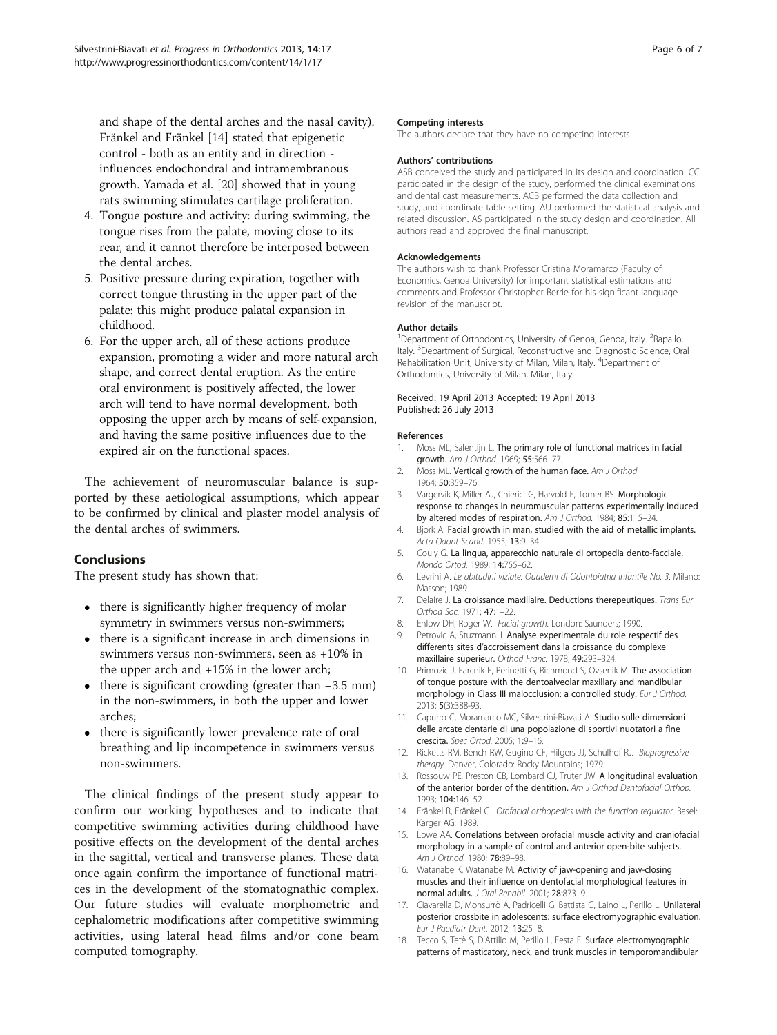and shape of the dental arches and the nasal cavity). Fränkel and Fränkel [14] stated that epigenetic control - both as an entity and in direction - influences endochondral and intramembranous growth. Yamada et al. [20] showed that in young rats swimming stimulates cartilage proliferation.

4. Tongue posture and activity: during swimming, the tongue rises from the palate, moving close to its rear, and it cannot therefore be interposed between the dental arches.
5. Positive pressure during expiration, together with correct tongue thrusting in the upper part of the palate: this might produce palatal expansion in childhood.
6. For the upper arch, all of these actions produce expansion, promoting a wider and more natural arch shape, and correct dental eruption. As the entire oral environment is positively affected, the lower arch will tend to have normal development, both opposing the upper arch by means of self-expansion, and having the same positive influences due to the expired air on the functional spaces.

The achievement of neuromuscular balance is supported by these aetiological assumptions, which appear to be confirmed by clinical and plaster model analysis of the dental arches of swimmers.

## Conclusions

The present study has shown that:

- there is significantly higher frequency of molar symmetry in swimmers versus non-swimmers;
- there is a significant increase in arch dimensions in swimmers versus non-swimmers, seen as +10% in the upper arch and +15% in the lower arch;
- there is significant crowding (greater than −3.5 mm) in the non-swimmers, in both the upper and lower arches;
- there is significantly lower prevalence rate of oral breathing and lip incompetence in swimmers versus non-swimmers.

The clinical findings of the present study appear to confirm our working hypotheses and to indicate that competitive swimming activities during childhood have positive effects on the development of the dental arches in the sagittal, vertical and transverse planes. These data once again confirm the importance of functional matrices in the development of the stomatognathic complex. Our future studies will evaluate morphometric and cephalometric modifications after competitive swimming activities, using lateral head films and/or cone beam computed tomography.

#### Competing interests

The authors declare that they have no competing interests.

#### Authors' contributions

ASB conceived the study and participated in its design and coordination. CC participated in the design of the study, performed the clinical examinations and dental cast measurements. ACB performed the data collection and study, and coordinate table setting. AU performed the statistical analysis and related discussion. AS participated in the study design and coordination. All authors read and approved the final manuscript.

#### Acknowledgements

The authors wish to thank Professor Cristina Moramarco (Faculty of Economics, Genoa University) for important statistical estimations and comments and Professor Christopher Berrie for his significant language revision of the manuscript.

#### Author details

[1]Department of Orthodontics, University of Genoa, Genoa, Italy. [2]Rapallo, Italy. [3]Department of Surgical, Reconstructive and Diagnostic Science, Oral Rehabilitation Unit, University of Milan, Milan, Italy. [4]Department of Orthodontics, University of Milan, Milan, Italy.

Received: 19 April 2013 Accepted: 19 April 2013
Published: 26 July 2013

#### References

1. Moss ML, Salentijn L. **The primary role of functional matrices in facial growth.** *Am J Orthod.* 1969; **55**:566–77.
2. Moss ML. **Vertical growth of the human face.** *Am J Orthod.* 1964; **50**:359–76.
3. Vargervik K, Miller AJ, Chierici G, Harvold E, Tomer BS. **Morphologic response to changes in neuromuscular patterns experimentally induced by altered modes of respiration.** *Am J Orthod.* 1984; **85**:115–24.
4. Bjork A. **Facial growth in man, studied with the aid of metallic implants.** *Acta Odont Scand.* 1955; **13**:9–34.
5. Couly G. **La lingua, apparecchio naturale di ortopedia dento-facciale.** *Mondo Ortod.* 1989; **14**:755–62.
6. Levrini A. *Le abitudini viziate. Quaderni di Odontoiatria Infantile No. 3.* Milano: Masson; 1989.
7. Delaire J. **La croissance maxillaire. Deductions therepeutiques.** *Trans Eur Orthod Soc.* 1971; **47**:1–22.
8. Enlow DH, Roger W. *Facial growth.* London: Saunders; 1990.
9. Petrovic A, Stuzmann J. **Analyse experimentale du role respectif des differents sites d'accroissement dans la croissance du complexe maxillaire superieur.** *Orthod Franc.* 1978; **49**:293–324.
10. Primozic J, Farcnik F, Perinetti G, Richmond S, Ovsenik M. **The association of tongue posture with the dentoalveolar maxillary and mandibular morphology in Class III malocclusion: a controlled study.** *Eur J Orthod.* 2013; **5**(3):388-93.
11. Capurro C, Moramarco MC, Silvestrini-Biavati A. **Studio sulle dimensioni delle arcate dentarie di una popolazione di sportivi nuotatori a fine crescita.** *Spec Ortod.* 2005; **1**:9–16.
12. Ricketts RM, Bench RW, Gugino CF, Hilgers JJ, Schulhof RJ. *Bioprogressive therapy.* Denver, Colorado: Rocky Mountains; 1979.
13. Rossouw PE, Preston CB, Lombard CJ, Truter JW. **A longitudinal evaluation of the anterior border of the dentition.** *Am J Orthod Dentofacial Orthop.* 1993; **104**:146–52.
14. Fränkel R, Fränkel C. *Orofacial orthopedics with the function regulator.* Basel: Karger AG; 1989.
15. Lowe AA. **Correlations between orofacial muscle activity and craniofacial morphology in a sample of control and anterior open-bite subjects.** *Am J Orthod.* 1980; **78**:89–98.
16. Watanabe K, Watanabe M. **Activity of jaw-opening and jaw-closing muscles and their influence on dentofacial morphological features in normal adults.** *J Oral Rehabil.* 2001; **28**:873–9.
17. Ciavarella D, Monsurrò A, Padricelli G, Battista G, Laino L, Perillo L. **Unilateral posterior crossbite in adolescents: surface electromyographic evaluation.** *Eur J Paediatr Dent.* 2012; **13**:25–8.
18. Tecco S, Tetè S, D'Attilio M, Perillo L, Festa F. **Surface electromyographic patterns of masticatory, neck, and trunk muscles in temporomandibular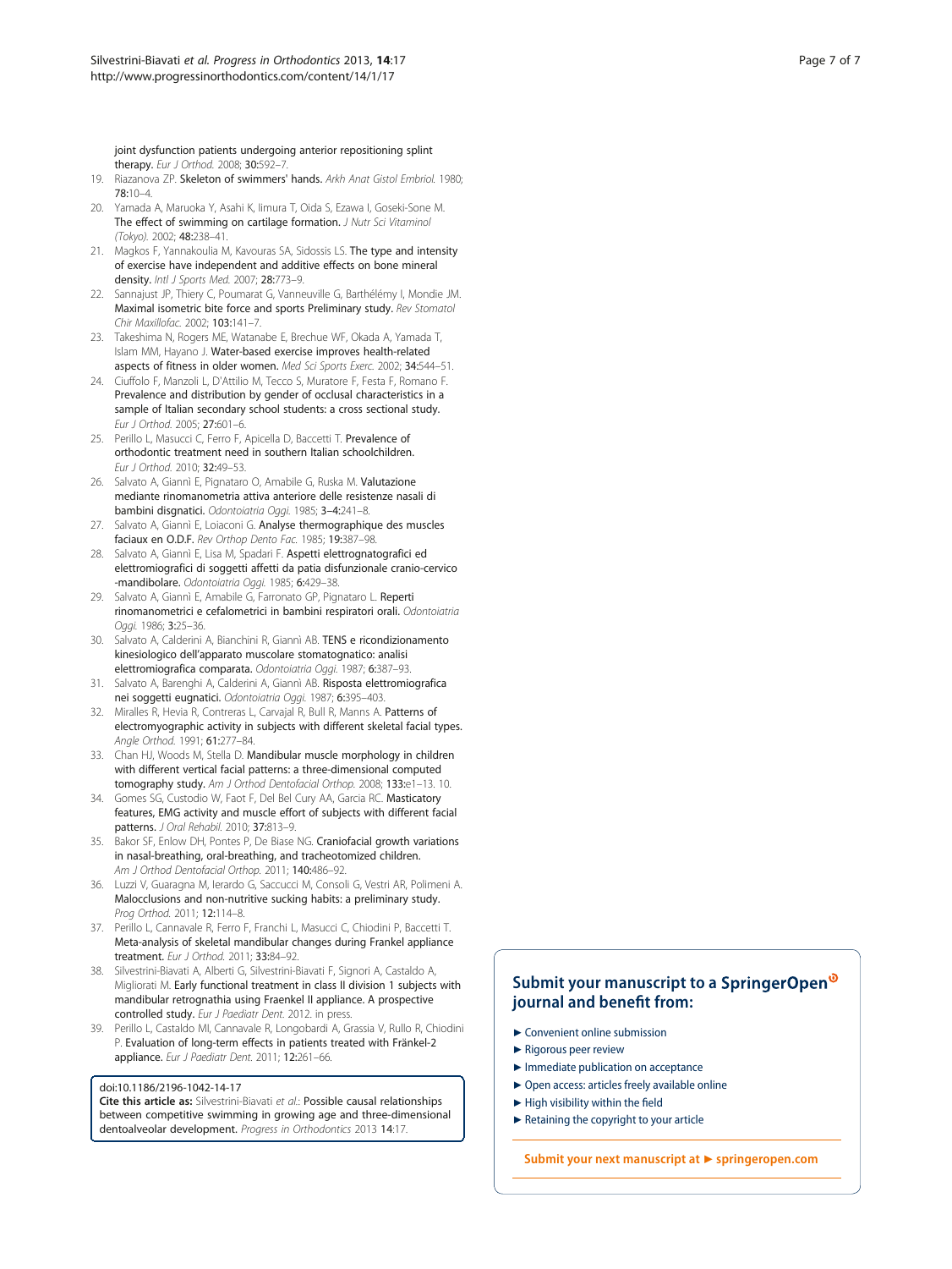joint dysfunction patients undergoing anterior repositioning splint therapy. *Eur J Orthod.* 2008; **30**:592–7.

19. Riazanova ZP. **Skeleton of swimmers' hands.** *Arkh Anat Gistol Embriol.* 1980; **78**:10–4.
20. Yamada A, Maruoka Y, Asahi K, Iimura T, Oida S, Ezawa I, Goseki-Sone M. **The effect of swimming on cartilage formation.** *J Nutr Sci Vitaminol (Tokyo).* 2002; **48**:238–41.
21. Magkos F, Yannakoulia M, Kavouras SA, Sidossis LS. **The type and intensity of exercise have independent and additive effects on bone mineral density.** *Intl J Sports Med.* 2007; **28**:773–9.
22. Sannajust JP, Thiery C, Poumarat G, Vanneuville G, Barthélémy I, Mondie JM. **Maximal isometric bite force and sports Preliminary study.** *Rev Stomatol Chir Maxillofac.* 2002; **103**:141–7.
23. Takeshima N, Rogers ME, Watanabe E, Brechue WF, Okada A, Yamada T, Islam MM, Hayano J. **Water-based exercise improves health-related aspects of fitness in older women.** *Med Sci Sports Exerc.* 2002; **34**:544–51.
24. Ciuffolo F, Manzoli L, D'Attilio M, Tecco S, Muratore F, Festa F, Romano F. **Prevalence and distribution by gender of occlusal characteristics in a sample of Italian secondary school students: a cross sectional study.** *Eur J Orthod.* 2005; **27**:601–6.
25. Perillo L, Masucci C, Ferro F, Apicella D, Baccetti T. **Prevalence of orthodontic treatment need in southern Italian schoolchildren.** *Eur J Orthod.* 2010; **32**:49–53.
26. Salvato A, Giannì E, Pignataro O, Amabile G, Ruska M. **Valutazione mediante rinomanometria attiva anteriore delle resistenze nasali di bambini disgnatici.** *Odontoiatria Oggi.* 1985; **3–4**:241–8.
27. Salvato A, Giannì E, Loiaconi G. **Analyse thermographique des muscles faciaux en O.D.F.** *Rev Orthop Dento Fac.* 1985; **19**:387–98.
28. Salvato A, Giannì E, Lisa M, Spadari F. **Aspetti elettrognatografici ed elettromiografici di soggetti affetti da patia disfunzionale cranio-cervico-mandibolare.** *Odontoiatria Oggi.* 1985; **6**:429–38.
29. Salvato A, Giannì E, Amabile G, Farronato GP, Pignataro L. **Reperti rinomanometrici e cefalometrici in bambini respiratori orali.** *Odontoiatria Oggi.* 1986; **3**:25–36.
30. Salvato A, Calderini A, Bianchini R, Giannì AB. **TENS e ricondizionamento kinesiologico dell'apparato muscolare stomatognatico: analisi elettromiografica comparata.** *Odontoiatria Oggi.* 1987; **6**:387–93.
31. Salvato A, Barenghi A, Calderini A, Giannì AB. **Risposta elettromiografica nei soggetti eugnatici.** *Odontoiatria Oggi.* 1987; **6**:395–403.
32. Miralles R, Hevia R, Contreras L, Carvajal R, Bull R, Manns A. **Patterns of electromyographic activity in subjects with different skeletal facial types.** *Angle Orthod.* 1991; **61**:277–84.
33. Chan HJ, Woods M, Stella D. **Mandibular muscle morphology in children with different vertical facial patterns: a three-dimensional computed tomography study.** *Am J Orthod Dentofacial Orthop.* 2008; **133**:e1–13. 10.
34. Gomes SG, Custodio W, Faot F, Del Bel Cury AA, Garcia RC. **Masticatory features, EMG activity and muscle effort of subjects with different facial patterns.** *J Oral Rehabil.* 2010; **37**:813–9.
35. Bakor SF, Enlow DH, Pontes P, De Biase NG. **Craniofacial growth variations in nasal-breathing, oral-breathing, and tracheotomized children.** *Am J Orthod Dentofacial Orthop.* 2011; **140**:486–92.
36. Luzzi V, Guaragna M, Ierardo G, Saccucci M, Consoli G, Vestri AR, Polimeni A. **Malocclusions and non-nutritive sucking habits: a preliminary study.** *Prog Orthod.* 2011; **12**:114–8.
37. Perillo L, Cannavale R, Ferro F, Franchi L, Masucci C, Chiodini P, Baccetti T. **Meta-analysis of skeletal mandibular changes during Frankel appliance treatment.** *Eur J Orthod.* 2011; **33**:84–92.
38. Silvestrini-Biavati A, Alberti G, Silvestrini-Biavati F, Signori A, Castaldo A, Migliorati M. **Early functional treatment in class II division 1 subjects with mandibular retrognathia using Fraenkel II appliance. A prospective controlled study.** *Eur J Paediatr Dent.* 2012. in press.
39. Perillo L, Castaldo MI, Cannavale R, Longobardi A, Grassia V, Rullo R, Chiodini P. **Evaluation of long-term effects in patients treated with Fränkel-2 appliance.** *Eur J Paediatr Dent.* 2011; **12**:261–66.

doi:10.1186/2196-1042-14-17

**Cite this article as:** Silvestrini-Biavati *et al.*: Possible causal relationships between competitive swimming in growing age and three-dimensional dentoalveolar development. *Progress in Orthodontics* 2013 **14**:17.

**Submit your manuscript to a SpringerOpen journal and benefit from:**

- ► Convenient online submission
- ► Rigorous peer review
- ► Immediate publication on acceptance
- ► Open access: articles freely available online
- ► High visibility within the field
- ► Retaining the copyright to your article

**Submit your next manuscript at ► springeropen.com**